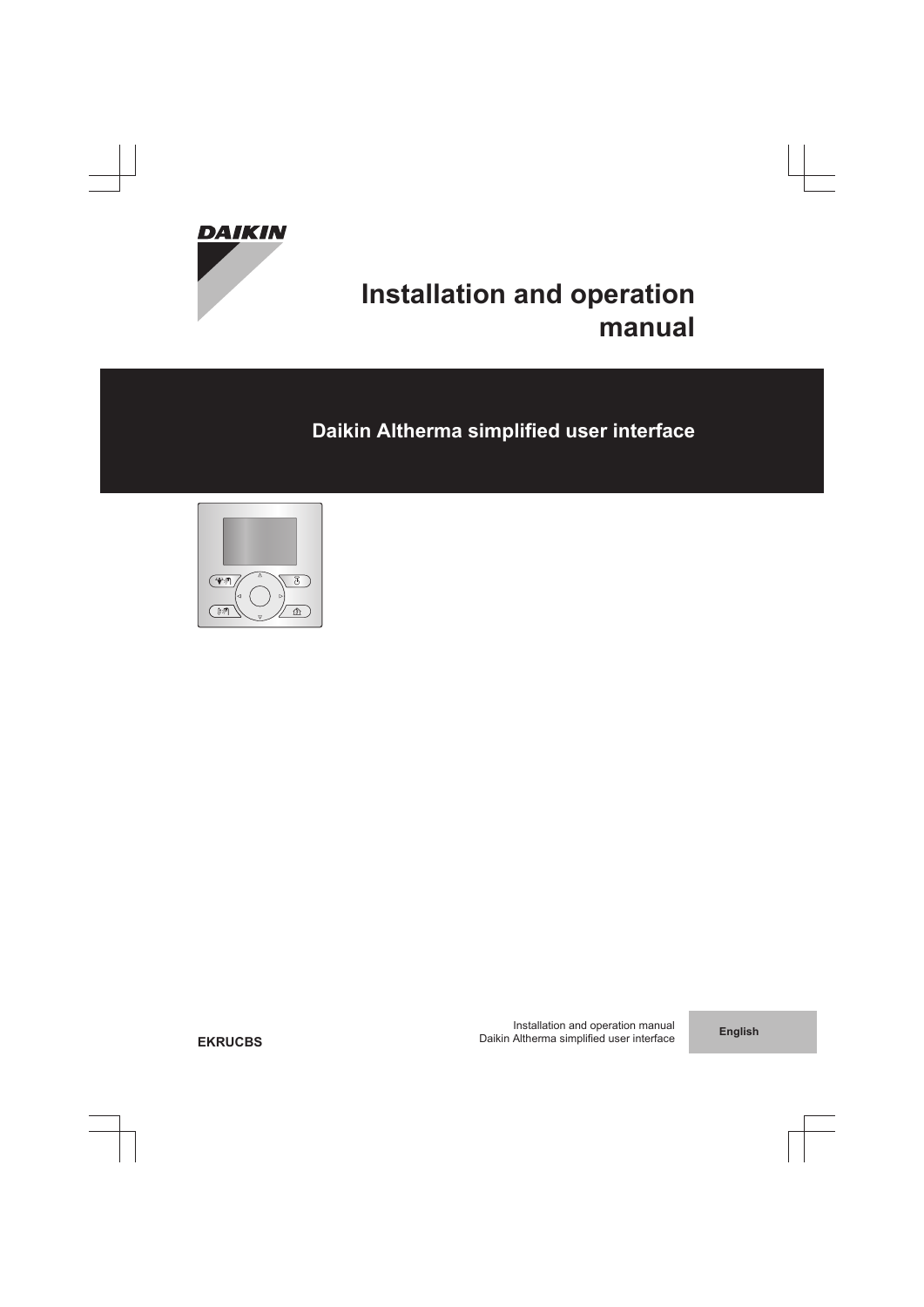DAIKIN

# Installation and operation manual

## Daikin Altherma simplified user interface

EKRUCBS

Installation and operation manual
Daikin Altherma simplified user interface

English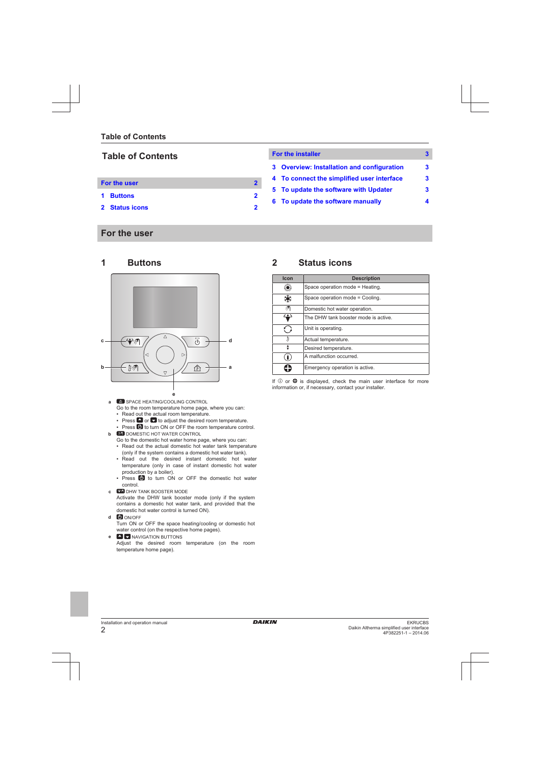# Table of Contents

| | |
|---|---|
| **For the user** | **2** |
| 1 Buttons | 2 |
| 2 Status icons | 2 |
| **For the installer** | **3** |
| 3 Overview: Installation and configuration | 3 |
| 4 To connect the simplified user interface | 3 |
| 5 To update the software with Updater | 3 |
| 6 To update the software manually | 4 |

# For the user

## 1 Buttons

c
d
b
a
e

- **a** SPACE HEATING/COOLING CONTROL
  Go to the room temperature home page, where you can:
  - Read out the actual room temperature.
  - Press ▲ or ▼ to adjust the desired room temperature.
  - Press ⏻ to turn ON or OFF the room temperature control.
- **b** DOMESTIC HOT WATER CONTROL
  Go to the domestic hot water home page, where you can:
  - Read out the actual domestic hot water tank temperature (only if the system contains a domestic hot water tank).
  - Read out the desired instant domestic hot water temperature (only in case of instant domestic hot water production by a boiler).
  - Press ⏻ to turn ON or OFF the domestic hot water control.
- **c** DHW TANK BOOSTER MODE
  Activate the DHW tank booster mode (only if the system contains a domestic hot water tank, and provided that the domestic hot water control is turned ON).
- **d** ⏻ ON/OFF
  Turn ON or OFF the space heating/cooling or domestic hot water control (on the respective home pages).
- **e** ▲ ▼ NAVIGATION BUTTONS
  Adjust the desired room temperature (on the room temperature home page).

## 2 Status icons

| Icon | Description |
|---|---|
| | Space operation mode = Heating. |
| | Space operation mode = Cooling. |
| | Domestic hot water operation. |
| | The DHW tank booster mode is active. |
| | Unit is operating. |
| | Actual temperature. |
| | Desired temperature. |
| ⓘ | A malfunction occurred. |
| | Emergency operation is active. |

If ⓘ or ✚ is displayed, check the main user interface for more information or, if necessary, contact your installer.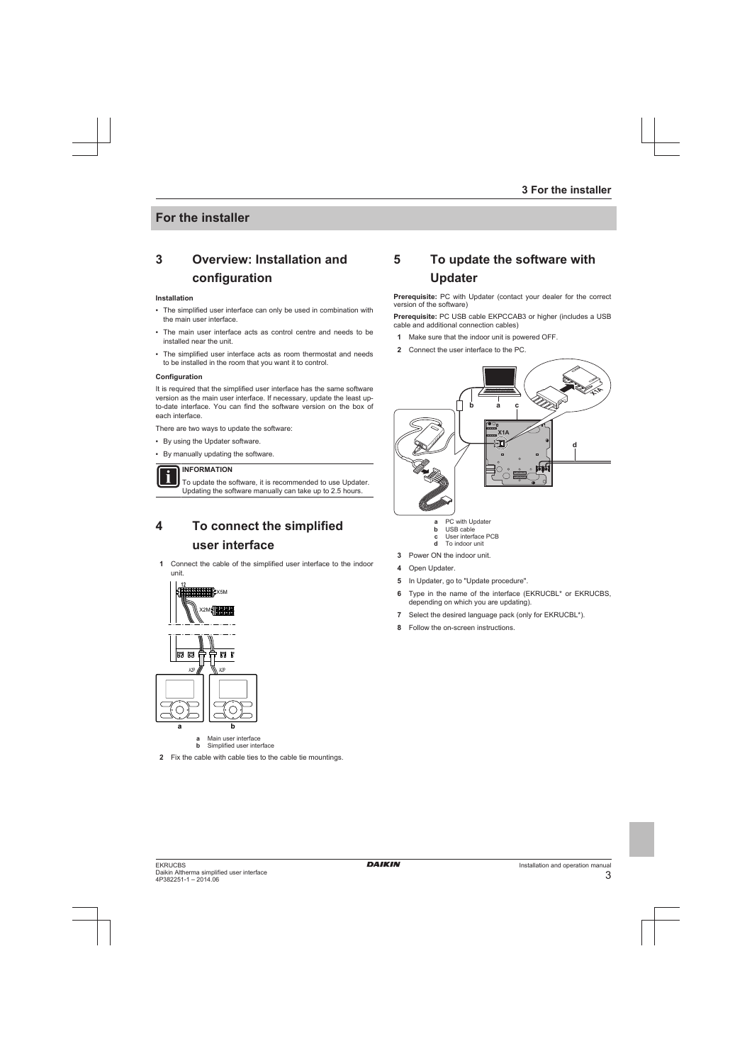## For the installer

# 3 Overview: Installation and configuration

**Installation**

- The simplified user interface can only be used in combination with the main user interface.
- The main user interface acts as control centre and needs to be installed near the unit.
- The simplified user interface acts as room thermostat and needs to be installed in the room that you want it to control.

**Configuration**

It is required that the simplified user interface has the same software version as the main user interface. If necessary, update the least up-to-date interface. You can find the software version on the box of each interface.

There are two ways to update the software:

- By using the Updater software.
- By manually updating the software.

> **INFORMATION**
>
> To update the software, it is recommended to use Updater. Updating the software manually can take up to 2.5 hours.

# 4 To connect the simplified user interface

1 Connect the cable of the simplified user interface to the indoor unit.

a Main user interface
b Simplified user interface

2 Fix the cable with cable ties to the cable tie mountings.

# 5 To update the software with Updater

**Prerequisite:** PC with Updater (contact your dealer for the correct version of the software)

**Prerequisite:** PC USB cable EKPCCAB3 or higher (includes a USB cable and additional connection cables)

1 Make sure that the indoor unit is powered OFF.

2 Connect the user interface to the PC.

a PC with Updater
b USB cable
c User interface PCB
d To indoor unit

3 Power ON the indoor unit.

4 Open Updater.

5 In Updater, go to "Update procedure".

6 Type in the name of the interface (EKRUCBL* or EKRUCBS, depending on which you are updating).

7 Select the desired language pack (only for EKRUCBL*).

8 Follow the on-screen instructions.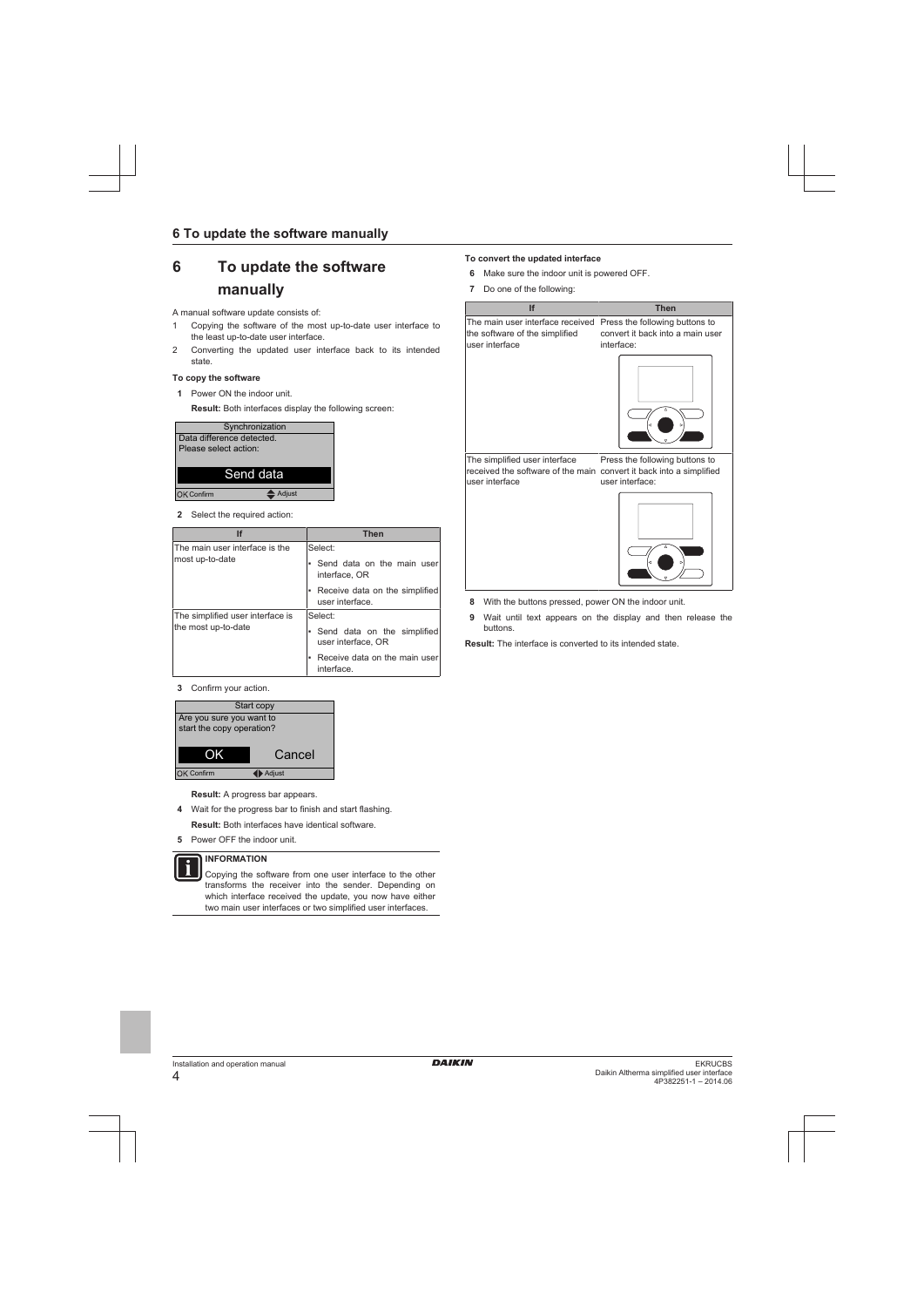# 6 To update the software manually

A manual software update consists of:

1. Copying the software of the most up-to-date user interface to the least up-to-date user interface.
2. Converting the updated user interface back to its intended state.

**To copy the software**

**1** Power ON the indoor unit.

**Result:** Both interfaces display the following screen:

Synchronization
Data difference detected.
Please select action:
Send data
OK Confirm
Adjust

**2** Select the required action:

| If | Then |
|---|---|
| The main user interface is the most up-to-date | Select:<br>• Send data on the main user interface, OR<br>• Receive data on the simplified user interface. |
| The simplified user interface is the most up-to-date | Select:<br>• Send data on the simplified user interface, OR<br>• Receive data on the main user interface. |

**3** Confirm your action.

Start copy
Are you sure you want to start the copy operation?
OK
Cancel
OK Confirm
Adjust

**Result:** A progress bar appears.

**4** Wait for the progress bar to finish and start flashing.

**Result:** Both interfaces have identical software.

**5** Power OFF the indoor unit.

> **INFORMATION**
>
> Copying the software from one user interface to the other transforms the receiver into the sender. Depending on which interface received the update, you now have either two main user interfaces or two simplified user interfaces.

**To convert the updated interface**

**6** Make sure the indoor unit is powered OFF.

**7** Do one of the following:

| If | Then |
|---|---|
| The main user interface received the software of the simplified user interface | Press the following buttons to convert it back into a main user interface: |
| The simplified user interface received the software of the main user interface | Press the following buttons to convert it back into a simplified user interface: |

**8** With the buttons pressed, power ON the indoor unit.

**9** Wait until text appears on the display and then release the buttons.

**Result:** The interface is converted to its intended state.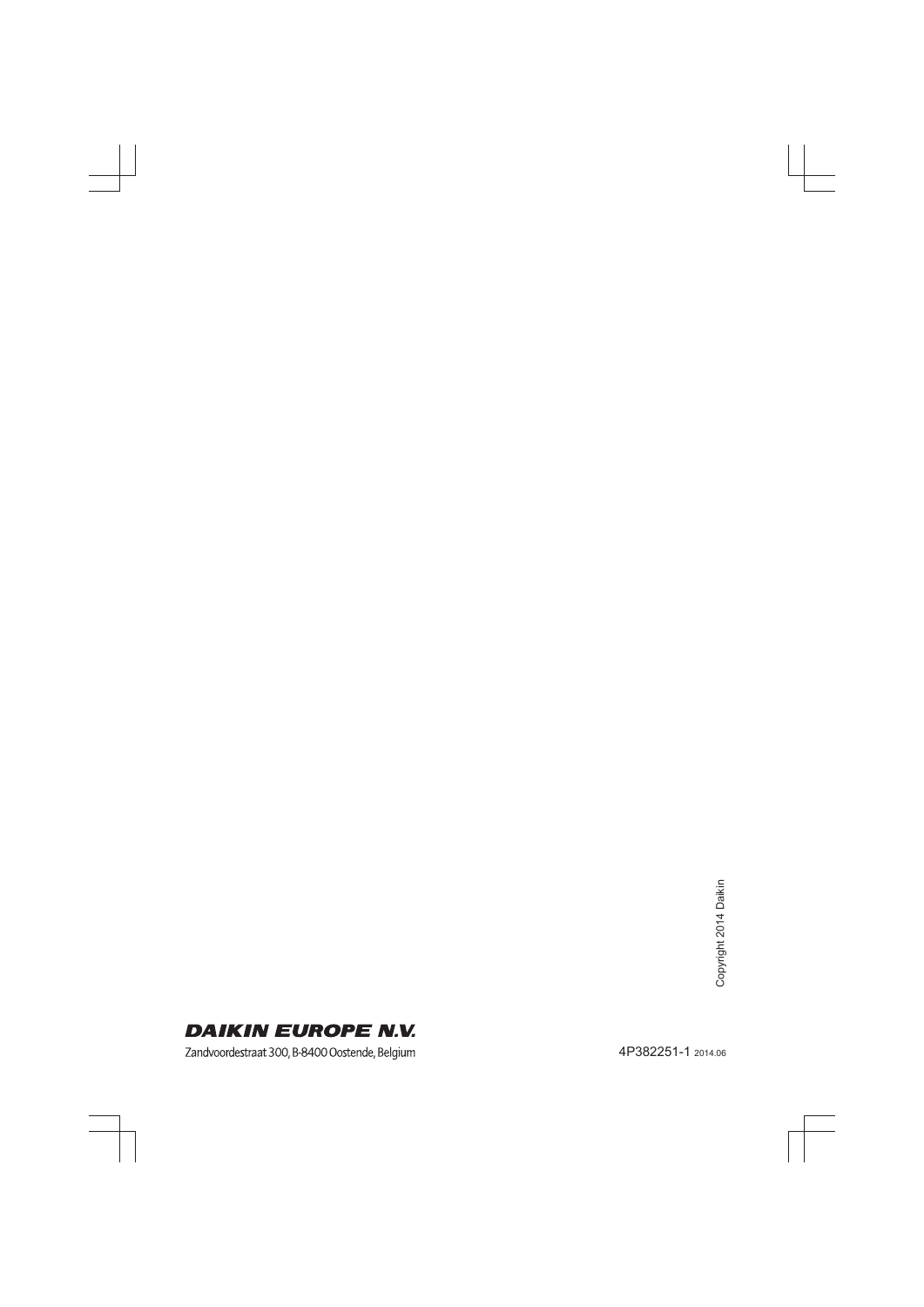Copyright 2014 Daikin

**DAIKIN EUROPE N.V.**

Zandvoordestraat 300, B-8400 Oostende, Belgium

4P382251-1 2014.06